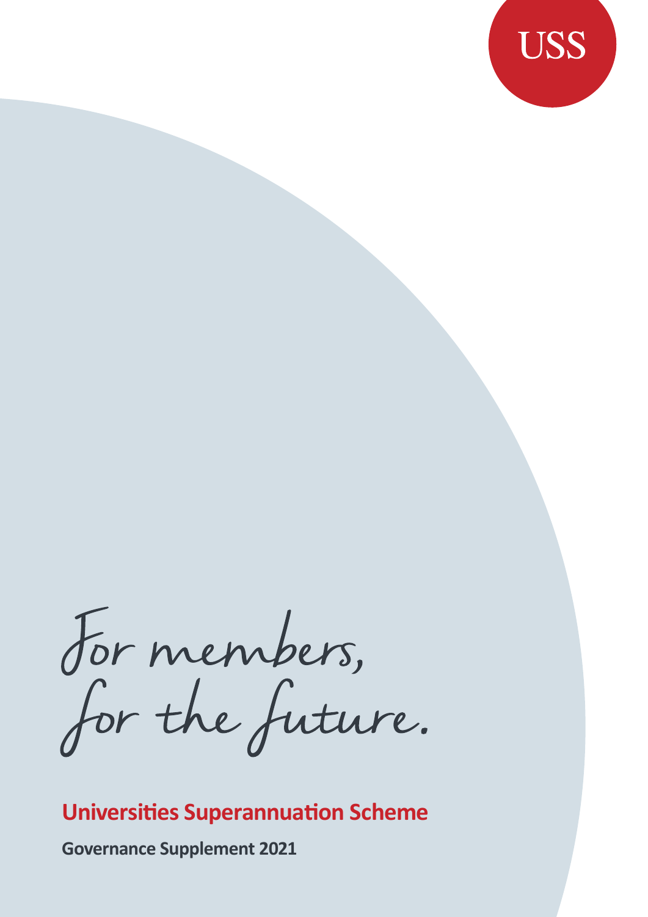USS

For members,
for the future.

# Universities Superannuation Scheme

**Governance Supplement 2021**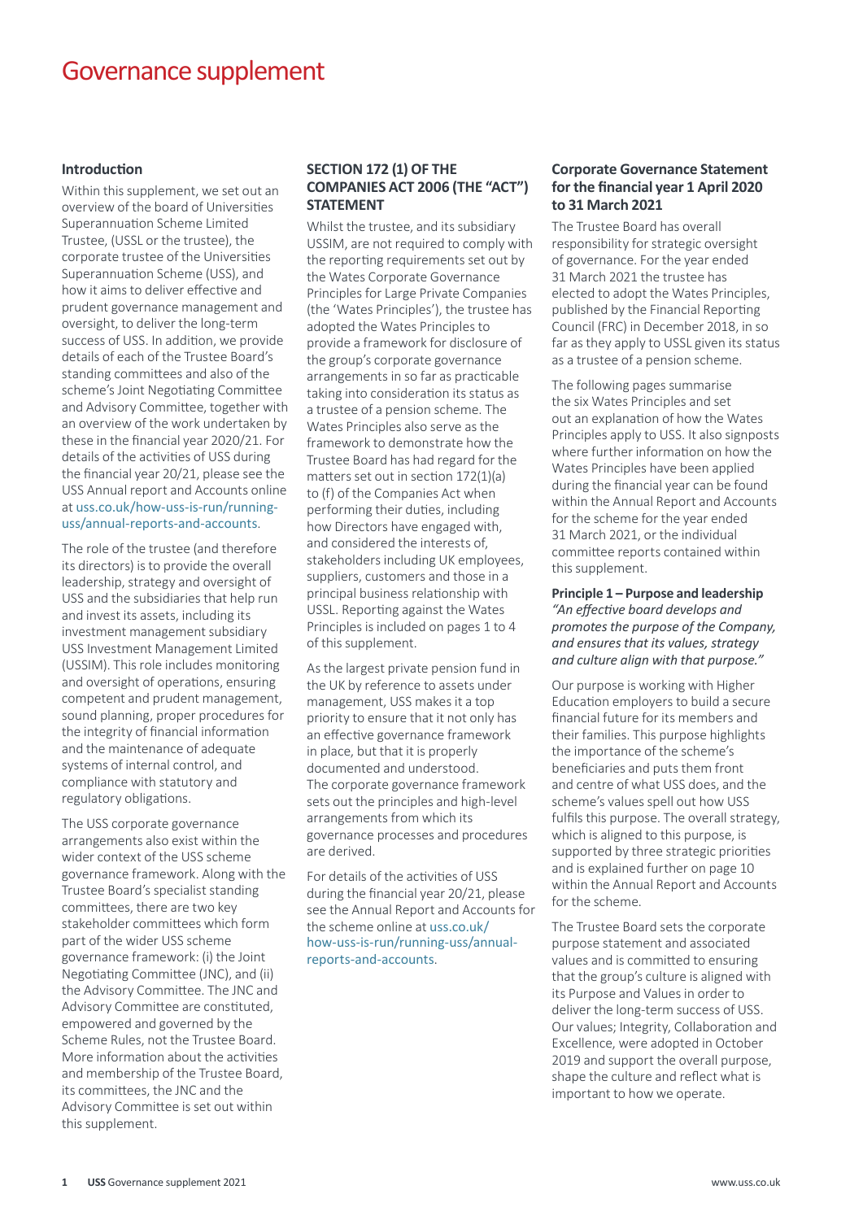# Governance supplement

## Introduction

Within this supplement, we set out an overview of the board of Universities Superannuation Scheme Limited Trustee, (USSL or the trustee), the corporate trustee of the Universities Superannuation Scheme (USS), and how it aims to deliver effective and prudent governance management and oversight, to deliver the long-term success of USS. In addition, we provide details of each of the Trustee Board's standing committees and also of the scheme's Joint Negotiating Committee and Advisory Committee, together with an overview of the work undertaken by these in the financial year 2020/21. For details of the activities of USS during the financial year 20/21, please see the USS Annual report and Accounts online at uss.co.uk/how-uss-is-run/running-uss/annual-reports-and-accounts.

The role of the trustee (and therefore its directors) is to provide the overall leadership, strategy and oversight of USS and the subsidiaries that help run and invest its assets, including its investment management subsidiary USS Investment Management Limited (USSIM). This role includes monitoring and oversight of operations, ensuring competent and prudent management, sound planning, proper procedures for the integrity of financial information and the maintenance of adequate systems of internal control, and compliance with statutory and regulatory obligations.

The USS corporate governance arrangements also exist within the wider context of the USS scheme governance framework. Along with the Trustee Board's specialist standing committees, there are two key stakeholder committees which form part of the wider USS scheme governance framework: (i) the Joint Negotiating Committee (JNC), and (ii) the Advisory Committee. The JNC and Advisory Committee are constituted, empowered and governed by the Scheme Rules, not the Trustee Board. More information about the activities and membership of the Trustee Board, its committees, the JNC and the Advisory Committee is set out within this supplement.

## SECTION 172 (1) OF THE COMPANIES ACT 2006 (THE "ACT") STATEMENT

Whilst the trustee, and its subsidiary USSIM, are not required to comply with the reporting requirements set out by the Wates Corporate Governance Principles for Large Private Companies (the 'Wates Principles'), the trustee has adopted the Wates Principles to provide a framework for disclosure of the group's corporate governance arrangements in so far as practicable taking into consideration its status as a trustee of a pension scheme. The Wates Principles also serve as the framework to demonstrate how the Trustee Board has had regard for the matters set out in section 172(1)(a) to (f) of the Companies Act when performing their duties, including how Directors have engaged with, and considered the interests of, stakeholders including UK employees, suppliers, customers and those in a principal business relationship with USSL. Reporting against the Wates Principles is included on pages 1 to 4 of this supplement.

As the largest private pension fund in the UK by reference to assets under management, USS makes it a top priority to ensure that it not only has an effective governance framework in place, but that it is properly documented and understood. The corporate governance framework sets out the principles and high-level arrangements from which its governance processes and procedures are derived.

For details of the activities of USS during the financial year 20/21, please see the Annual Report and Accounts for the scheme online at uss.co.uk/how-uss-is-run/running-uss/annual-reports-and-accounts.

## Corporate Governance Statement for the financial year 1 April 2020 to 31 March 2021

The Trustee Board has overall responsibility for strategic oversight of governance. For the year ended 31 March 2021 the trustee has elected to adopt the Wates Principles, published by the Financial Reporting Council (FRC) in December 2018, in so far as they apply to USSL given its status as a trustee of a pension scheme.

The following pages summarise the six Wates Principles and set out an explanation of how the Wates Principles apply to USS. It also signposts where further information on how the Wates Principles have been applied during the financial year can be found within the Annual Report and Accounts for the scheme for the year ended 31 March 2021, or the individual committee reports contained within this supplement.

**Principle 1 – Purpose and leadership**
*"An effective board develops and promotes the purpose of the Company, and ensures that its values, strategy and culture align with that purpose."*

Our purpose is working with Higher Education employers to build a secure financial future for its members and their families. This purpose highlights the importance of the scheme's beneficiaries and puts them front and centre of what USS does, and the scheme's values spell out how USS fulfils this purpose. The overall strategy, which is aligned to this purpose, is supported by three strategic priorities and is explained further on page 10 within the Annual Report and Accounts for the scheme.

The Trustee Board sets the corporate purpose statement and associated values and is committed to ensuring that the group's culture is aligned with its Purpose and Values in order to deliver the long-term success of USS. Our values; Integrity, Collaboration and Excellence, were adopted in October 2019 and support the overall purpose, shape the culture and reflect what is important to how we operate.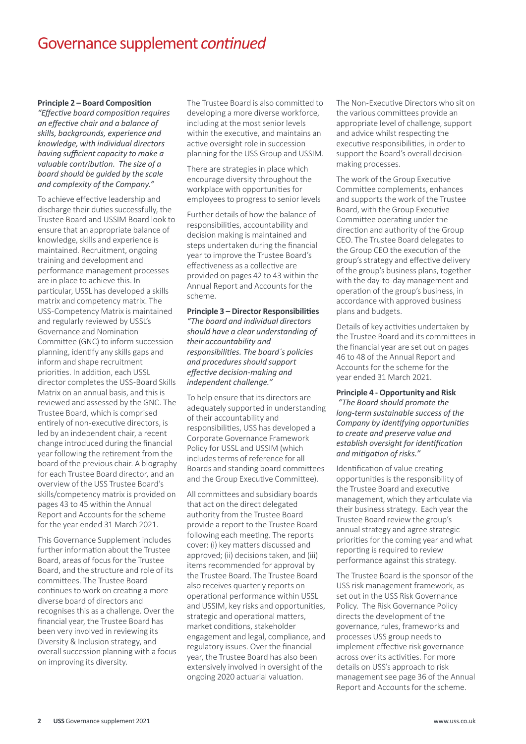# Governance supplement *continued*

**Principle 2 – Board Composition**

*"Effective board composition requires an effective chair and a balance of skills, backgrounds, experience and knowledge, with individual directors having sufficient capacity to make a valuable contribution. The size of a board should be guided by the scale and complexity of the Company."*

To achieve effective leadership and discharge their duties successfully, the Trustee Board and USSIM Board look to ensure that an appropriate balance of knowledge, skills and experience is maintained. Recruitment, ongoing training and development and performance management processes are in place to achieve this. In particular, USSL has developed a skills matrix and competency matrix. The USS-Competency Matrix is maintained and regularly reviewed by USSL's Governance and Nomination Committee (GNC) to inform succession planning, identify any skills gaps and inform and shape recruitment priorities. In addition, each USSL director completes the USS-Board Skills Matrix on an annual basis, and this is reviewed and assessed by the GNC. The Trustee Board, which is comprised entirely of non-executive directors, is led by an independent chair, a recent change introduced during the financial year following the retirement from the board of the previous chair. A biography for each Trustee Board director, and an overview of the USS Trustee Board's skills/competency matrix is provided on pages 43 to 45 within the Annual Report and Accounts for the scheme for the year ended 31 March 2021.

This Governance Supplement includes further information about the Trustee Board, areas of focus for the Trustee Board, and the structure and role of its committees. The Trustee Board continues to work on creating a more diverse board of directors and recognises this as a challenge. Over the financial year, the Trustee Board has been very involved in reviewing its Diversity & Inclusion strategy, and overall succession planning with a focus on improving its diversity.

The Trustee Board is also committed to developing a more diverse workforce, including at the most senior levels within the executive, and maintains an active oversight role in succession planning for the USS Group and USSIM.

There are strategies in place which encourage diversity throughout the workplace with opportunities for employees to progress to senior levels

Further details of how the balance of responsibilities, accountability and decision making is maintained and steps undertaken during the financial year to improve the Trustee Board's effectiveness as a collective are provided on pages 42 to 43 within the Annual Report and Accounts for the scheme.

**Principle 3 – Director Responsibilities**

*"The board and individual directors should have a clear understanding of their accountability and responsibilities. The board´s policies and procedures should support effective decision-making and independent challenge."*

To help ensure that its directors are adequately supported in understanding of their accountability and responsibilities, USS has developed a Corporate Governance Framework Policy for USSL and USSIM (which includes terms of reference for all Boards and standing board committees and the Group Executive Committee).

All committees and subsidiary boards that act on the direct delegated authority from the Trustee Board provide a report to the Trustee Board following each meeting. The reports cover: (i) key matters discussed and approved; (ii) decisions taken, and (iii) items recommended for approval by the Trustee Board. The Trustee Board also receives quarterly reports on operational performance within USSL and USSIM, key risks and opportunities, strategic and operational matters, market conditions, stakeholder engagement and legal, compliance, and regulatory issues. Over the financial year, the Trustee Board has also been extensively involved in oversight of the ongoing 2020 actuarial valuation.

The Non-Executive Directors who sit on the various committees provide an appropriate level of challenge, support and advice whilst respecting the executive responsibilities, in order to support the Board's overall decision-making processes.

The work of the Group Executive Committee complements, enhances and supports the work of the Trustee Board, with the Group Executive Committee operating under the direction and authority of the Group CEO. The Trustee Board delegates to the Group CEO the execution of the group's strategy and effective delivery of the group's business plans, together with the day-to-day management and operation of the group's business, in accordance with approved business plans and budgets.

Details of key activities undertaken by the Trustee Board and its committees in the financial year are set out on pages 46 to 48 of the Annual Report and Accounts for the scheme for the year ended 31 March 2021.

**Principle 4 - Opportunity and Risk**

*"The Board should promote the long-term sustainable success of the Company by identifying opportunities to create and preserve value and establish oversight for identification and mitigation of risks."*

Identification of value creating opportunities is the responsibility of the Trustee Board and executive management, which they articulate via their business strategy. Each year the Trustee Board review the group's annual strategy and agree strategic priorities for the coming year and what reporting is required to review performance against this strategy.

The Trustee Board is the sponsor of the USS risk management framework, as set out in the USS Risk Governance Policy. The Risk Governance Policy directs the development of the governance, rules, frameworks and processes USS group needs to implement effective risk governance across over its activities. For more details on USS's approach to risk management see page 36 of the Annual Report and Accounts for the scheme.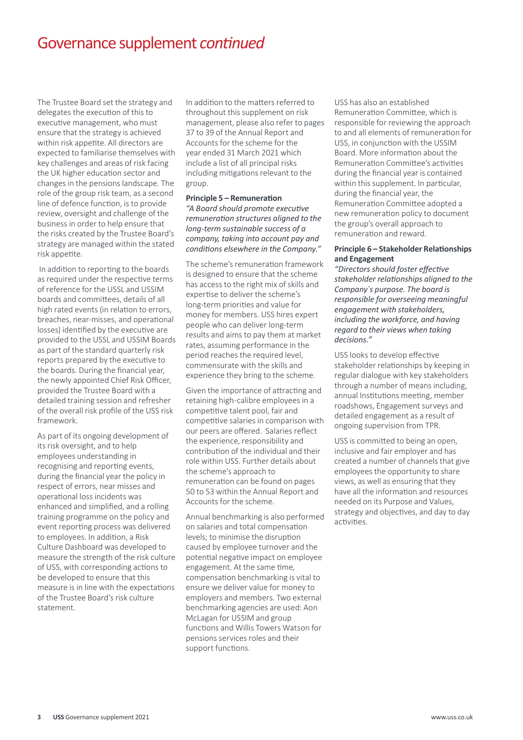# Governance supplement *continued*

The Trustee Board set the strategy and delegates the execution of this to executive management, who must ensure that the strategy is achieved within risk appetite. All directors are expected to familiarise themselves with key challenges and areas of risk facing the UK higher education sector and changes in the pensions landscape. The role of the group risk team, as a second line of defence function, is to provide review, oversight and challenge of the business in order to help ensure that the risks created by the Trustee Board's strategy are managed within the stated risk appetite.

In addition to reporting to the boards as required under the respective terms of reference for the USSL and USSIM boards and committees, details of all high rated events (in relation to errors, breaches, near-misses, and operational losses) identified by the executive are provided to the USSL and USSIM Boards as part of the standard quarterly risk reports prepared by the executive to the boards. During the financial year, the newly appointed Chief Risk Officer, provided the Trustee Board with a detailed training session and refresher of the overall risk profile of the USS risk framework.

As part of its ongoing development of its risk oversight, and to help employees understanding in recognising and reporting events, during the financial year the policy in respect of errors, near misses and operational loss incidents was enhanced and simplified, and a rolling training programme on the policy and event reporting process was delivered to employees. In addition, a Risk Culture Dashboard was developed to measure the strength of the risk culture of USS, with corresponding actions to be developed to ensure that this measure is in line with the expectations of the Trustee Board's risk culture statement.

In addition to the matters referred to throughout this supplement on risk management, please also refer to pages 37 to 39 of the Annual Report and Accounts for the scheme for the year ended 31 March 2021 which include a list of all principal risks including mitigations relevant to the group.

**Principle 5 – Remuneration**

*"A Board should promote executive remuneration structures aligned to the long-term sustainable success of a company, taking into account pay and conditions elsewhere in the Company."*

The scheme's remuneration framework is designed to ensure that the scheme has access to the right mix of skills and expertise to deliver the scheme's long-term priorities and value for money for members. USS hires expert people who can deliver long-term results and aims to pay them at market rates, assuming performance in the period reaches the required level, commensurate with the skills and experience they bring to the scheme.

Given the importance of attracting and retaining high-calibre employees in a competitive talent pool, fair and competitive salaries in comparison with our peers are offered. Salaries reflect the experience, responsibility and contribution of the individual and their role within USS. Further details about the scheme's approach to remuneration can be found on pages 50 to 53 within the Annual Report and Accounts for the scheme.

Annual benchmarking is also performed on salaries and total compensation levels; to minimise the disruption caused by employee turnover and the potential negative impact on employee engagement. At the same time, compensation benchmarking is vital to ensure we deliver value for money to employers and members. Two external benchmarking agencies are used: Aon McLagan for USSIM and group functions and Willis Towers Watson for pensions services roles and their support functions.

USS has also an established Remuneration Committee, which is responsible for reviewing the approach to and all elements of remuneration for USS, in conjunction with the USSIM Board. More information about the Remuneration Committee's activities during the financial year is contained within this supplement. In particular, during the financial year, the Remuneration Committee adopted a new remuneration policy to document the group's overall approach to remuneration and reward.

**Principle 6 – Stakeholder Relationships and Engagement**

*"Directors should foster effective stakeholder relationships aligned to the Company's purpose. The board is responsible for overseeing meaningful engagement with stakeholders, including the workforce, and having regard to their views when taking decisions."*

USS looks to develop effective stakeholder relationships by keeping in regular dialogue with key stakeholders through a number of means including, annual Institutions meeting, member roadshows, Engagement surveys and detailed engagement as a result of ongoing supervision from TPR.

USS is committed to being an open, inclusive and fair employer and has created a number of channels that give employees the opportunity to share views, as well as ensuring that they have all the information and resources needed on its Purpose and Values, strategy and objectives, and day to day activities.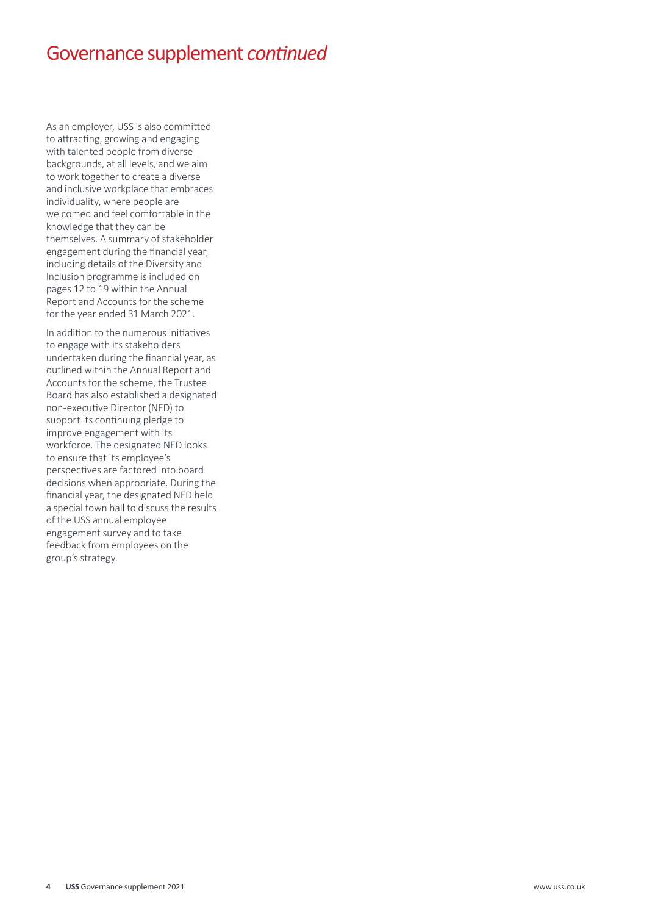# Governance supplement *continued*

As an employer, USS is also committed to attracting, growing and engaging with talented people from diverse backgrounds, at all levels, and we aim to work together to create a diverse and inclusive workplace that embraces individuality, where people are welcomed and feel comfortable in the knowledge that they can be themselves. A summary of stakeholder engagement during the financial year, including details of the Diversity and Inclusion programme is included on pages 12 to 19 within the Annual Report and Accounts for the scheme for the year ended 31 March 2021.

In addition to the numerous initiatives to engage with its stakeholders undertaken during the financial year, as outlined within the Annual Report and Accounts for the scheme, the Trustee Board has also established a designated non-executive Director (NED) to support its continuing pledge to improve engagement with its workforce. The designated NED looks to ensure that its employee's perspectives are factored into board decisions when appropriate. During the financial year, the designated NED held a special town hall to discuss the results of the USS annual employee engagement survey and to take feedback from employees on the group's strategy.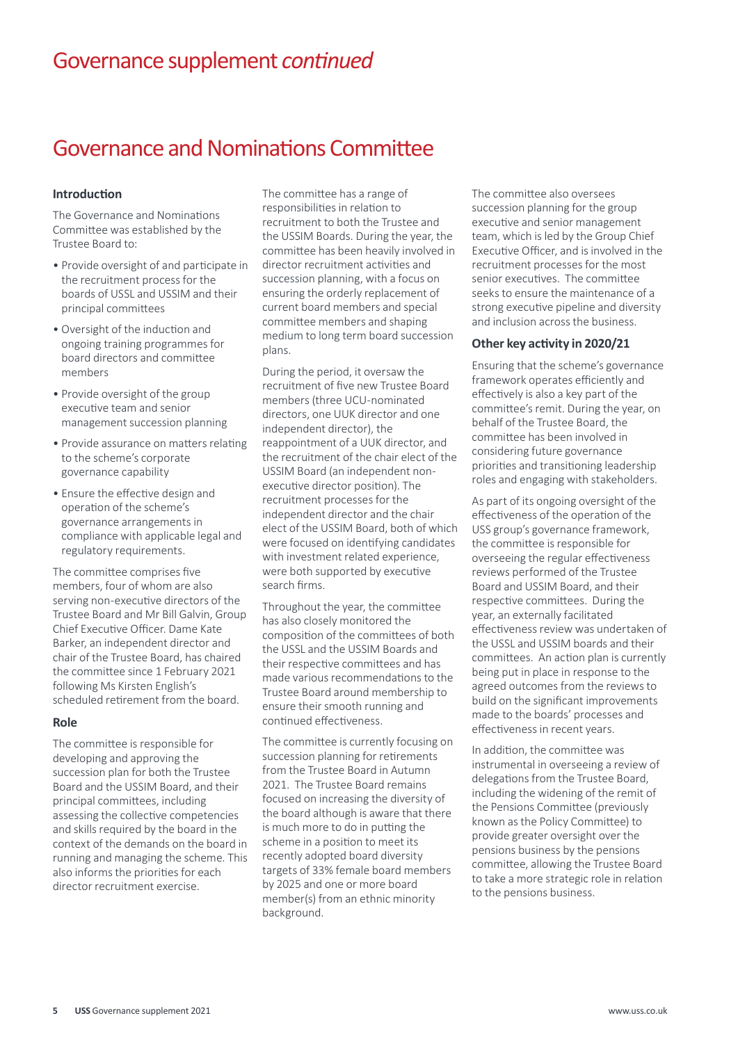# Governance supplement *continued*

## Governance and Nominations Committee

### Introduction

The Governance and Nominations Committee was established by the Trustee Board to:

- Provide oversight of and participate in the recruitment process for the boards of USSL and USSIM and their principal committees
- Oversight of the induction and ongoing training programmes for board directors and committee members
- Provide oversight of the group executive team and senior management succession planning
- Provide assurance on matters relating to the scheme's corporate governance capability
- Ensure the effective design and operation of the scheme's governance arrangements in compliance with applicable legal and regulatory requirements.

The committee comprises five members, four of whom are also serving non-executive directors of the Trustee Board and Mr Bill Galvin, Group Chief Executive Officer. Dame Kate Barker, an independent director and chair of the Trustee Board, has chaired the committee since 1 February 2021 following Ms Kirsten English's scheduled retirement from the board.

### Role

The committee is responsible for developing and approving the succession plan for both the Trustee Board and the USSIM Board, and their principal committees, including assessing the collective competencies and skills required by the board in the context of the demands on the board in running and managing the scheme. This also informs the priorities for each director recruitment exercise.

The committee has a range of responsibilities in relation to recruitment to both the Trustee and the USSIM Boards. During the year, the committee has been heavily involved in director recruitment activities and succession planning, with a focus on ensuring the orderly replacement of current board members and special committee members and shaping medium to long term board succession plans.

During the period, it oversaw the recruitment of five new Trustee Board members (three UCU-nominated directors, one UUK director and one independent director), the reappointment of a UUK director, and the recruitment of the chair elect of the USSIM Board (an independent non-executive director position). The recruitment processes for the independent director and the chair elect of the USSIM Board, both of which were focused on identifying candidates with investment related experience, were both supported by executive search firms.

Throughout the year, the committee has also closely monitored the composition of the committees of both the USSL and the USSIM Boards and their respective committees and has made various recommendations to the Trustee Board around membership to ensure their smooth running and continued effectiveness.

The committee is currently focusing on succession planning for retirements from the Trustee Board in Autumn 2021. The Trustee Board remains focused on increasing the diversity of the board although is aware that there is much more to do in putting the scheme in a position to meet its recently adopted board diversity targets of 33% female board members by 2025 and one or more board member(s) from an ethnic minority background.

The committee also oversees succession planning for the group executive and senior management team, which is led by the Group Chief Executive Officer, and is involved in the recruitment processes for the most senior executives. The committee seeks to ensure the maintenance of a strong executive pipeline and diversity and inclusion across the business.

### Other key activity in 2020/21

Ensuring that the scheme's governance framework operates efficiently and effectively is also a key part of the committee's remit. During the year, on behalf of the Trustee Board, the committee has been involved in considering future governance priorities and transitioning leadership roles and engaging with stakeholders.

As part of its ongoing oversight of the effectiveness of the operation of the USS group's governance framework, the committee is responsible for overseeing the regular effectiveness reviews performed of the Trustee Board and USSIM Board, and their respective committees. During the year, an externally facilitated effectiveness review was undertaken of the USSL and USSIM boards and their committees. An action plan is currently being put in place in response to the agreed outcomes from the reviews to build on the significant improvements made to the boards' processes and effectiveness in recent years.

In addition, the committee was instrumental in overseeing a review of delegations from the Trustee Board, including the widening of the remit of the Pensions Committee (previously known as the Policy Committee) to provide greater oversight over the pensions business by the pensions committee, allowing the Trustee Board to take a more strategic role in relation to the pensions business.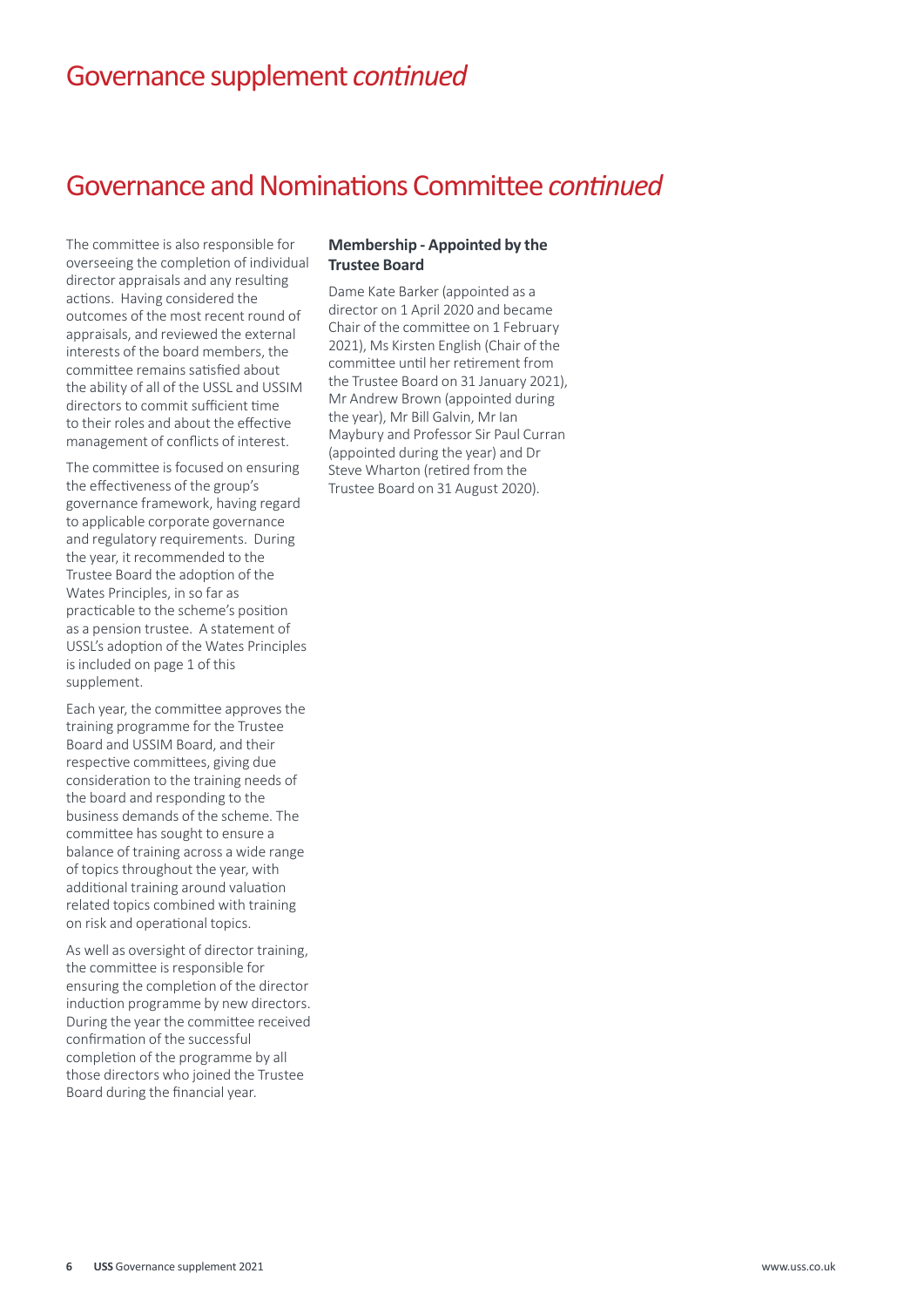# Governance supplement *continued*

## Governance and Nominations Committee *continued*

The committee is also responsible for overseeing the completion of individual director appraisals and any resulting actions. Having considered the outcomes of the most recent round of appraisals, and reviewed the external interests of the board members, the committee remains satisfied about the ability of all of the USSL and USSIM directors to commit sufficient time to their roles and about the effective management of conflicts of interest.

The committee is focused on ensuring the effectiveness of the group's governance framework, having regard to applicable corporate governance and regulatory requirements. During the year, it recommended to the Trustee Board the adoption of the Wates Principles, in so far as practicable to the scheme's position as a pension trustee. A statement of USSL's adoption of the Wates Principles is included on page 1 of this supplement.

Each year, the committee approves the training programme for the Trustee Board and USSIM Board, and their respective committees, giving due consideration to the training needs of the board and responding to the business demands of the scheme. The committee has sought to ensure a balance of training across a wide range of topics throughout the year, with additional training around valuation related topics combined with training on risk and operational topics.

As well as oversight of director training, the committee is responsible for ensuring the completion of the director induction programme by new directors. During the year the committee received confirmation of the successful completion of the programme by all those directors who joined the Trustee Board during the financial year.

**Membership - Appointed by the Trustee Board**

Dame Kate Barker (appointed as a director on 1 April 2020 and became Chair of the committee on 1 February 2021), Ms Kirsten English (Chair of the committee until her retirement from the Trustee Board on 31 January 2021), Mr Andrew Brown (appointed during the year), Mr Bill Galvin, Mr Ian Maybury and Professor Sir Paul Curran (appointed during the year) and Dr Steve Wharton (retired from the Trustee Board on 31 August 2020).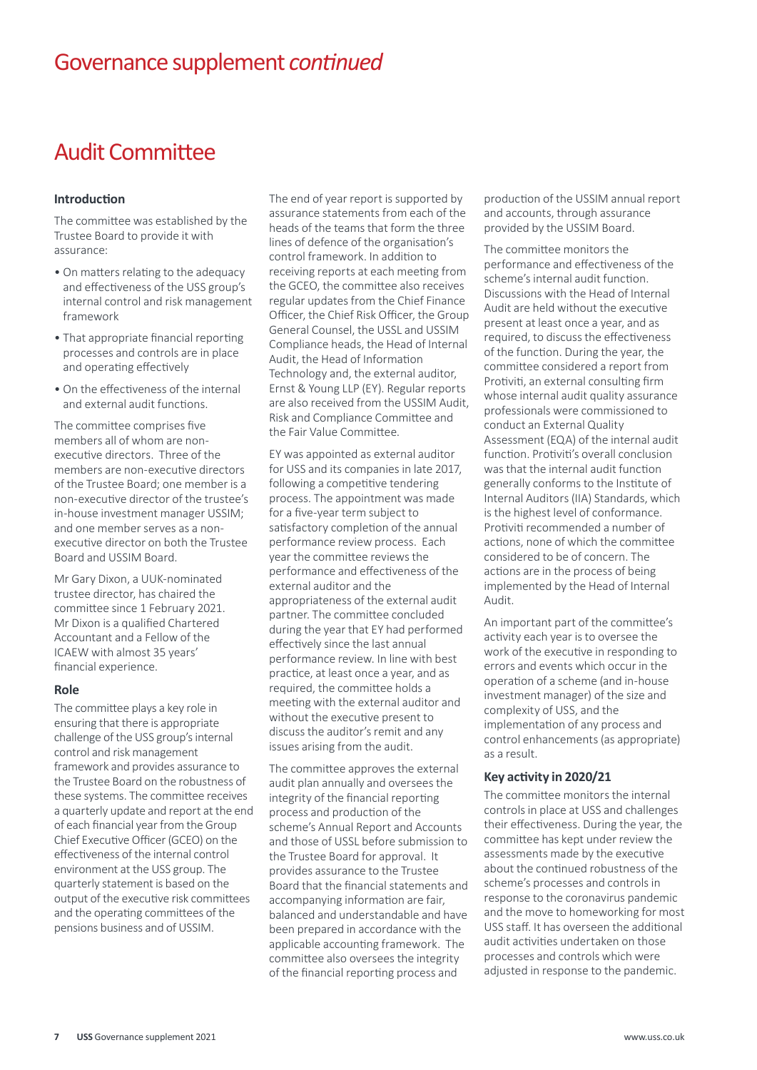# Governance supplement *continued*

## Audit Committee

### Introduction

The committee was established by the Trustee Board to provide it with assurance:

- On matters relating to the adequacy and effectiveness of the USS group's internal control and risk management framework
- That appropriate financial reporting processes and controls are in place and operating effectively
- On the effectiveness of the internal and external audit functions.

The committee comprises five members all of whom are non-executive directors. Three of the members are non-executive directors of the Trustee Board; one member is a non-executive director of the trustee's in-house investment manager USSIM; and one member serves as a non-executive director on both the Trustee Board and USSIM Board.

Mr Gary Dixon, a UUK-nominated trustee director, has chaired the committee since 1 February 2021. Mr Dixon is a qualified Chartered Accountant and a Fellow of the ICAEW with almost 35 years' financial experience.

### Role

The committee plays a key role in ensuring that there is appropriate challenge of the USS group's internal control and risk management framework and provides assurance to the Trustee Board on the robustness of these systems. The committee receives a quarterly update and report at the end of each financial year from the Group Chief Executive Officer (GCEO) on the effectiveness of the internal control environment at the USS group. The quarterly statement is based on the output of the executive risk committees and the operating committees of the pensions business and of USSIM.

The end of year report is supported by assurance statements from each of the heads of the teams that form the three lines of defence of the organisation's control framework. In addition to receiving reports at each meeting from the GCEO, the committee also receives regular updates from the Chief Finance Officer, the Chief Risk Officer, the Group General Counsel, the USSL and USSIM Compliance heads, the Head of Internal Audit, the Head of Information Technology and, the external auditor, Ernst & Young LLP (EY). Regular reports are also received from the USSIM Audit, Risk and Compliance Committee and the Fair Value Committee.

EY was appointed as external auditor for USS and its companies in late 2017, following a competitive tendering process. The appointment was made for a five-year term subject to satisfactory completion of the annual performance review process. Each year the committee reviews the performance and effectiveness of the external auditor and the appropriateness of the external audit partner. The committee concluded during the year that EY had performed effectively since the last annual performance review. In line with best practice, at least once a year, and as required, the committee holds a meeting with the external auditor and without the executive present to discuss the auditor's remit and any issues arising from the audit.

The committee approves the external audit plan annually and oversees the integrity of the financial reporting process and production of the scheme's Annual Report and Accounts and those of USSL before submission to the Trustee Board for approval. It provides assurance to the Trustee Board that the financial statements and accompanying information are fair, balanced and understandable and have been prepared in accordance with the applicable accounting framework. The committee also oversees the integrity of the financial reporting process and production of the USSIM annual report and accounts, through assurance provided by the USSIM Board.

The committee monitors the performance and effectiveness of the scheme's internal audit function. Discussions with the Head of Internal Audit are held without the executive present at least once a year, and as required, to discuss the effectiveness of the function. During the year, the committee considered a report from Protiviti, an external consulting firm whose internal audit quality assurance professionals were commissioned to conduct an External Quality Assessment (EQA) of the internal audit function. Protiviti's overall conclusion was that the internal audit function generally conforms to the Institute of Internal Auditors (IIA) Standards, which is the highest level of conformance. Protiviti recommended a number of actions, none of which the committee considered to be of concern. The actions are in the process of being implemented by the Head of Internal Audit.

An important part of the committee's activity each year is to oversee the work of the executive in responding to errors and events which occur in the operation of a scheme (and in-house investment manager) of the size and complexity of USS, and the implementation of any process and control enhancements (as appropriate) as a result.

### Key activity in 2020/21

The committee monitors the internal controls in place at USS and challenges their effectiveness. During the year, the committee has kept under review the assessments made by the executive about the continued robustness of the scheme's processes and controls in response to the coronavirus pandemic and the move to homeworking for most USS staff. It has overseen the additional audit activities undertaken on those processes and controls which were adjusted in response to the pandemic.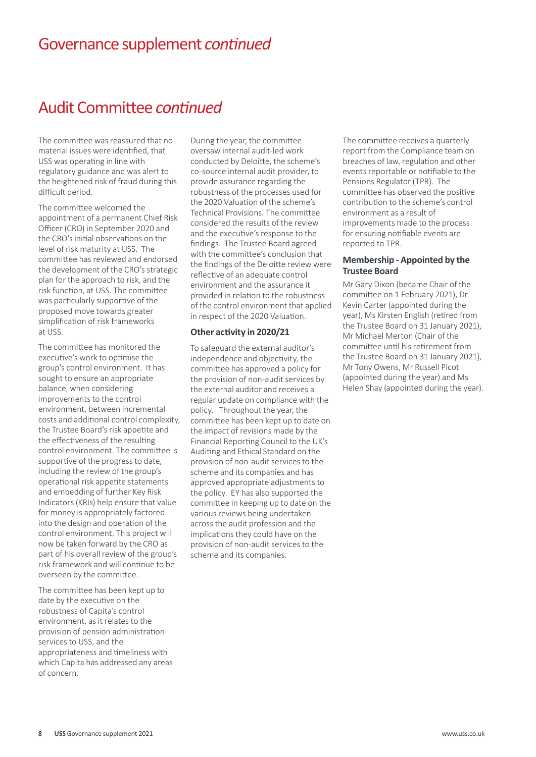# Governance supplement *continued*

## Audit Committee *continued*

The committee was reassured that no material issues were identified, that USS was operating in line with regulatory guidance and was alert to the heightened risk of fraud during this difficult period.

The committee welcomed the appointment of a permanent Chief Risk Officer (CRO) in September 2020 and the CRO's initial observations on the level of risk maturity at USS. The committee has reviewed and endorsed the development of the CRO's strategic plan for the approach to risk, and the risk function, at USS. The committee was particularly supportive of the proposed move towards greater simplification of risk frameworks at USS.

The committee has monitored the executive's work to optimise the group's control environment. It has sought to ensure an appropriate balance, when considering improvements to the control environment, between incremental costs and additional control complexity, the Trustee Board's risk appetite and the effectiveness of the resulting control environment. The committee is supportive of the progress to date, including the review of the group's operational risk appetite statements and embedding of further Key Risk Indicators (KRIs) help ensure that value for money is appropriately factored into the design and operation of the control environment. This project will now be taken forward by the CRO as part of his overall review of the group's risk framework and will continue to be overseen by the committee.

The committee has been kept up to date by the executive on the robustness of Capita's control environment, as it relates to the provision of pension administration services to USS, and the appropriateness and timeliness with which Capita has addressed any areas of concern.

During the year, the committee oversaw internal audit-led work conducted by Deloitte, the scheme's co-source internal audit provider, to provide assurance regarding the robustness of the processes used for the 2020 Valuation of the scheme's Technical Provisions. The committee considered the results of the review and the executive's response to the findings. The Trustee Board agreed with the committee's conclusion that the findings of the Deloitte review were reflective of an adequate control environment and the assurance it provided in relation to the robustness of the control environment that applied in respect of the 2020 Valuation.

### Other activity in 2020/21

To safeguard the external auditor's independence and objectivity, the committee has approved a policy for the provision of non-audit services by the external auditor and receives a regular update on compliance with the policy. Throughout the year, the committee has been kept up to date on the impact of revisions made by the Financial Reporting Council to the UK's Auditing and Ethical Standard on the provision of non-audit services to the scheme and its companies and has approved appropriate adjustments to the policy. EY has also supported the committee in keeping up to date on the various reviews being undertaken across the audit profession and the implications they could have on the provision of non-audit services to the scheme and its companies.

The committee receives a quarterly report from the Compliance team on breaches of law, regulation and other events reportable or notifiable to the Pensions Regulator (TPR). The committee has observed the positive contribution to the scheme's control environment as a result of improvements made to the process for ensuring notifiable events are reported to TPR.

### Membership - Appointed by the Trustee Board

Mr Gary Dixon (became Chair of the committee on 1 February 2021), Dr Kevin Carter (appointed during the year), Ms Kirsten English (retired from the Trustee Board on 31 January 2021), Mr Michael Merton (Chair of the committee until his retirement from the Trustee Board on 31 January 2021), Mr Tony Owens, Mr Russell Picot (appointed during the year) and Ms Helen Shay (appointed during the year).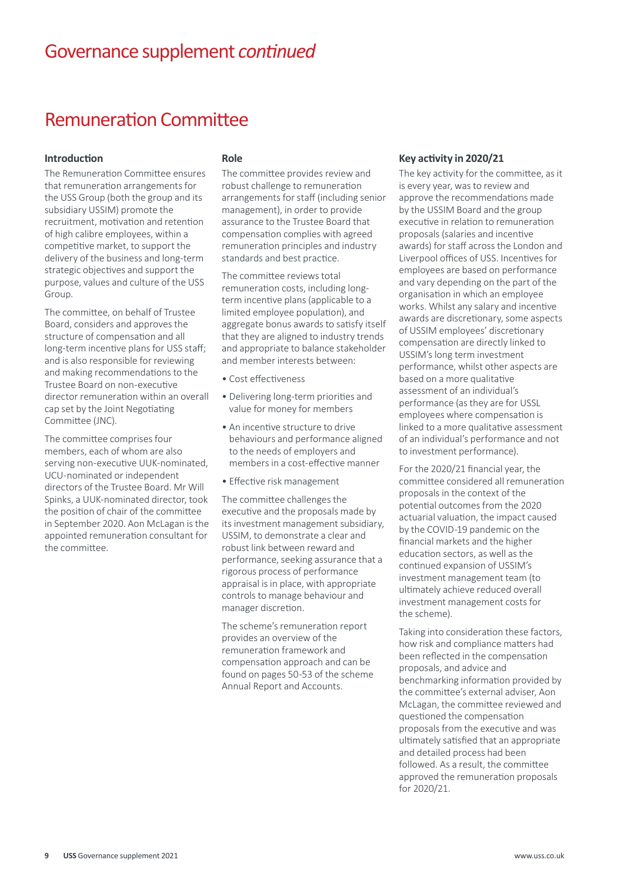# Governance supplement *continued*

## Remuneration Committee

### Introduction

The Remuneration Committee ensures that remuneration arrangements for the USS Group (both the group and its subsidiary USSIM) promote the recruitment, motivation and retention of high calibre employees, within a competitive market, to support the delivery of the business and long-term strategic objectives and support the purpose, values and culture of the USS Group.

The committee, on behalf of Trustee Board, considers and approves the structure of compensation and all long-term incentive plans for USS staff; and is also responsible for reviewing and making recommendations to the Trustee Board on non-executive director remuneration within an overall cap set by the Joint Negotiating Committee (JNC).

The committee comprises four members, each of whom are also serving non-executive UUK-nominated, UCU-nominated or independent directors of the Trustee Board. Mr Will Spinks, a UUK-nominated director, took the position of chair of the committee in September 2020. Aon McLagan is the appointed remuneration consultant for the committee.

### Role

The committee provides review and robust challenge to remuneration arrangements for staff (including senior management), in order to provide assurance to the Trustee Board that compensation complies with agreed remuneration principles and industry standards and best practice.

The committee reviews total remuneration costs, including long-term incentive plans (applicable to a limited employee population), and aggregate bonus awards to satisfy itself that they are aligned to industry trends and appropriate to balance stakeholder and member interests between:

- Cost effectiveness
- Delivering long-term priorities and value for money for members
- An incentive structure to drive behaviours and performance aligned to the needs of employers and members in a cost-effective manner
- Effective risk management

The committee challenges the executive and the proposals made by its investment management subsidiary, USSIM, to demonstrate a clear and robust link between reward and performance, seeking assurance that a rigorous process of performance appraisal is in place, with appropriate controls to manage behaviour and manager discretion.

The scheme's remuneration report provides an overview of the remuneration framework and compensation approach and can be found on pages 50-53 of the scheme Annual Report and Accounts.

### Key activity in 2020/21

The key activity for the committee, as it is every year, was to review and approve the recommendations made by the USSIM Board and the group executive in relation to remuneration proposals (salaries and incentive awards) for staff across the London and Liverpool offices of USS. Incentives for employees are based on performance and vary depending on the part of the organisation in which an employee works. Whilst any salary and incentive awards are discretionary, some aspects of USSIM employees' discretionary compensation are directly linked to USSIM's long term investment performance, whilst other aspects are based on a more qualitative assessment of an individual's performance (as they are for USSL employees where compensation is linked to a more qualitative assessment of an individual's performance and not to investment performance).

For the 2020/21 financial year, the committee considered all remuneration proposals in the context of the potential outcomes from the 2020 actuarial valuation, the impact caused by the COVID-19 pandemic on the financial markets and the higher education sectors, as well as the continued expansion of USSIM's investment management team (to ultimately achieve reduced overall investment management costs for the scheme).

Taking into consideration these factors, how risk and compliance matters had been reflected in the compensation proposals, and advice and benchmarking information provided by the committee's external adviser, Aon McLagan, the committee reviewed and questioned the compensation proposals from the executive and was ultimately satisfied that an appropriate and detailed process had been followed. As a result, the committee approved the remuneration proposals for 2020/21.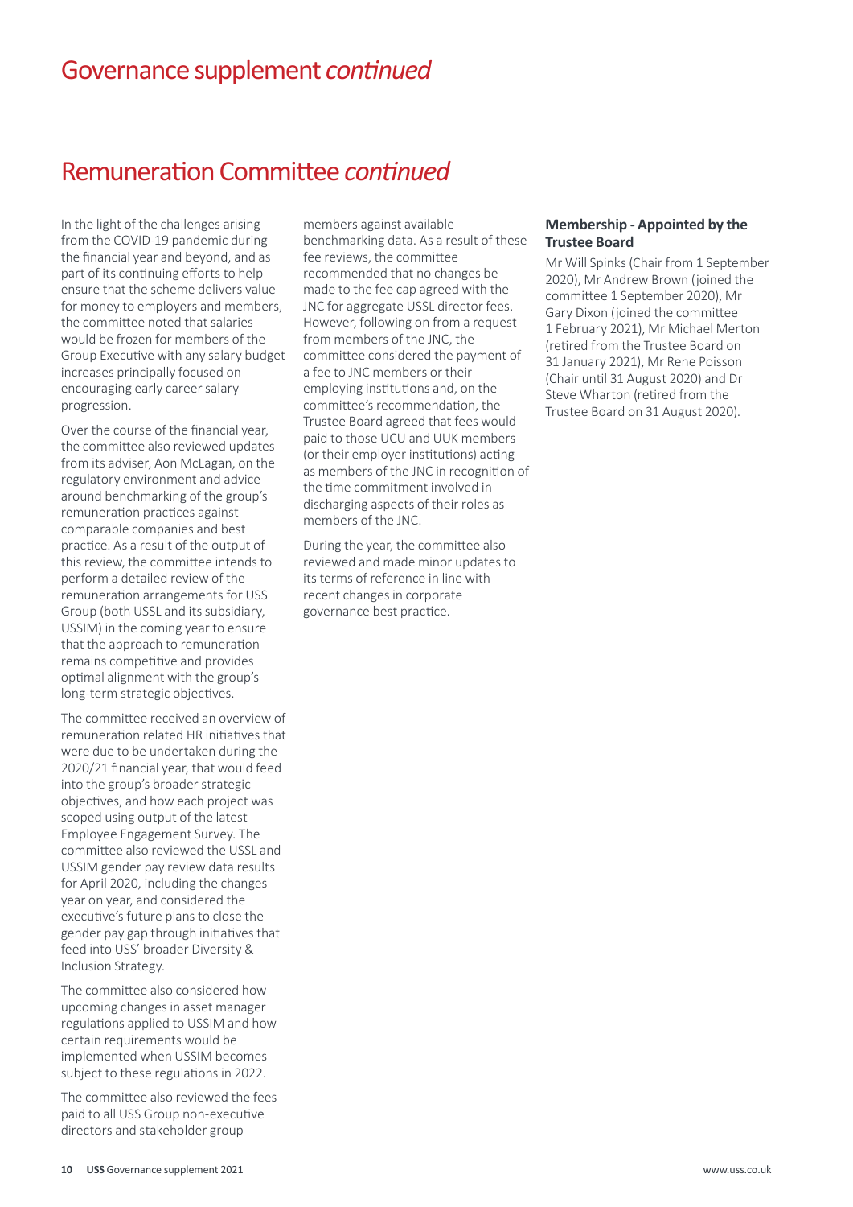# Governance supplement *continued*

## Remuneration Committee *continued*

In the light of the challenges arising from the COVID-19 pandemic during the financial year and beyond, and as part of its continuing efforts to help ensure that the scheme delivers value for money to employers and members, the committee noted that salaries would be frozen for members of the Group Executive with any salary budget increases principally focused on encouraging early career salary progression.

Over the course of the financial year, the committee also reviewed updates from its adviser, Aon McLagan, on the regulatory environment and advice around benchmarking of the group's remuneration practices against comparable companies and best practice. As a result of the output of this review, the committee intends to perform a detailed review of the remuneration arrangements for USS Group (both USSL and its subsidiary, USSIM) in the coming year to ensure that the approach to remuneration remains competitive and provides optimal alignment with the group's long-term strategic objectives.

The committee received an overview of remuneration related HR initiatives that were due to be undertaken during the 2020/21 financial year, that would feed into the group's broader strategic objectives, and how each project was scoped using output of the latest Employee Engagement Survey. The committee also reviewed the USSL and USSIM gender pay review data results for April 2020, including the changes year on year, and considered the executive's future plans to close the gender pay gap through initiatives that feed into USS' broader Diversity & Inclusion Strategy.

The committee also considered how upcoming changes in asset manager regulations applied to USSIM and how certain requirements would be implemented when USSIM becomes subject to these regulations in 2022.

The committee also reviewed the fees paid to all USS Group non-executive directors and stakeholder group members against available benchmarking data. As a result of these fee reviews, the committee recommended that no changes be made to the fee cap agreed with the JNC for aggregate USSL director fees. However, following on from a request from members of the JNC, the committee considered the payment of a fee to JNC members or their employing institutions and, on the committee's recommendation, the Trustee Board agreed that fees would paid to those UCU and UUK members (or their employer institutions) acting as members of the JNC in recognition of the time commitment involved in discharging aspects of their roles as members of the JNC.

During the year, the committee also reviewed and made minor updates to its terms of reference in line with recent changes in corporate governance best practice.

### Membership - Appointed by the Trustee Board

Mr Will Spinks (Chair from 1 September 2020), Mr Andrew Brown (joined the committee 1 September 2020), Mr Gary Dixon (joined the committee 1 February 2021), Mr Michael Merton (retired from the Trustee Board on 31 January 2021), Mr Rene Poisson (Chair until 31 August 2020) and Dr Steve Wharton (retired from the Trustee Board on 31 August 2020).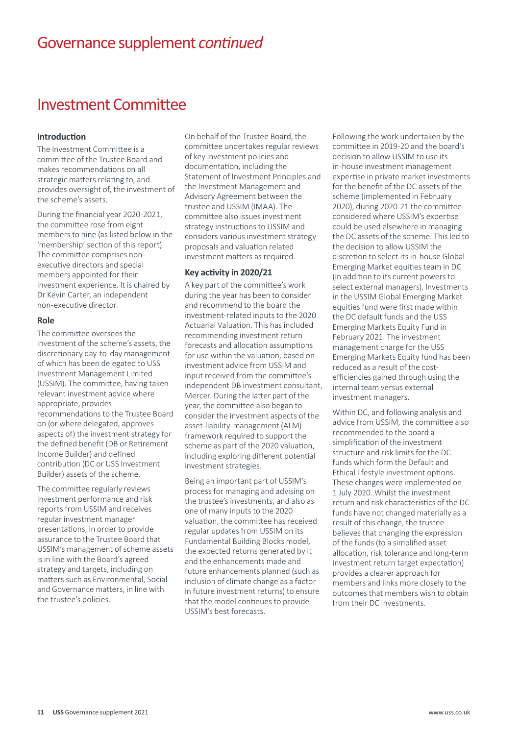# Governance supplement *continued*

## Investment Committee

### Introduction

The Investment Committee is a committee of the Trustee Board and makes recommendations on all strategic matters relating to, and provides oversight of, the investment of the scheme's assets.

During the financial year 2020-2021, the committee rose from eight members to nine (as listed below in the 'membership' section of this report). The committee comprises non-executive directors and special members appointed for their investment experience. It is chaired by Dr Kevin Carter, an independent non-executive director.

### Role

The committee oversees the investment of the scheme's assets, the discretionary day-to-day management of which has been delegated to USS Investment Management Limited (USSIM). The committee, having taken relevant investment advice where appropriate, provides recommendations to the Trustee Board on (or where delegated, approves aspects of) the investment strategy for the defined benefit (DB or Retirement Income Builder) and defined contribution (DC or USS Investment Builder) assets of the scheme.

The committee regularly reviews investment performance and risk reports from USSIM and receives regular investment manager presentations, in order to provide assurance to the Trustee Board that USSIM's management of scheme assets is in line with the Board's agreed strategy and targets, including on matters such as Environmental, Social and Governance matters, in line with the trustee's policies.

On behalf of the Trustee Board, the committee undertakes regular reviews of key investment policies and documentation, including the Statement of Investment Principles and the Investment Management and Advisory Agreement between the trustee and USSIM (IMAA). The committee also issues investment strategy instructions to USSIM and considers various investment strategy proposals and valuation related investment matters as required.

### Key activity in 2020/21

A key part of the committee's work during the year has been to consider and recommend to the board the investment-related inputs to the 2020 Actuarial Valuation. This has included recommending investment return forecasts and allocation assumptions for use within the valuation, based on investment advice from USSIM and input received from the committee's independent DB investment consultant, Mercer. During the latter part of the year, the committee also began to consider the investment aspects of the asset-liability-management (ALM) framework required to support the scheme as part of the 2020 valuation, including exploring different potential investment strategies.

Being an important part of USSIM's process for managing and advising on the trustee's investments, and also as one of many inputs to the 2020 valuation, the committee has received regular updates from USSIM on its Fundamental Building Blocks model, the expected returns generated by it and the enhancements made and future enhancements planned (such as inclusion of climate change as a factor in future investment returns) to ensure that the model continues to provide USSIM's best forecasts.

Following the work undertaken by the committee in 2019-20 and the board's decision to allow USSIM to use its in-house investment management expertise in private market investments for the benefit of the DC assets of the scheme (implemented in February 2020), during 2020-21 the committee considered where USSIM's expertise could be used elsewhere in managing the DC assets of the scheme. This led to the decision to allow USSIM the discretion to select its in-house Global Emerging Market equities team in DC (in addition to its current powers to select external managers). Investments in the USSIM Global Emerging Market equities fund were first made within the DC default funds and the USS Emerging Markets Equity Fund in February 2021. The investment management charge for the USS Emerging Markets Equity fund has been reduced as a result of the cost-efficiencies gained through using the internal team versus external investment managers.

Within DC, and following analysis and advice from USSIM, the committee also recommended to the board a simplification of the investment structure and risk limits for the DC funds which form the Default and Ethical lifestyle investment options. These changes were implemented on 1 July 2020. Whilst the investment return and risk characteristics of the DC funds have not changed materially as a result of this change, the trustee believes that changing the expression of the funds (to a simplified asset allocation, risk tolerance and long-term investment return target expectation) provides a clearer approach for members and links more closely to the outcomes that members wish to obtain from their DC investments.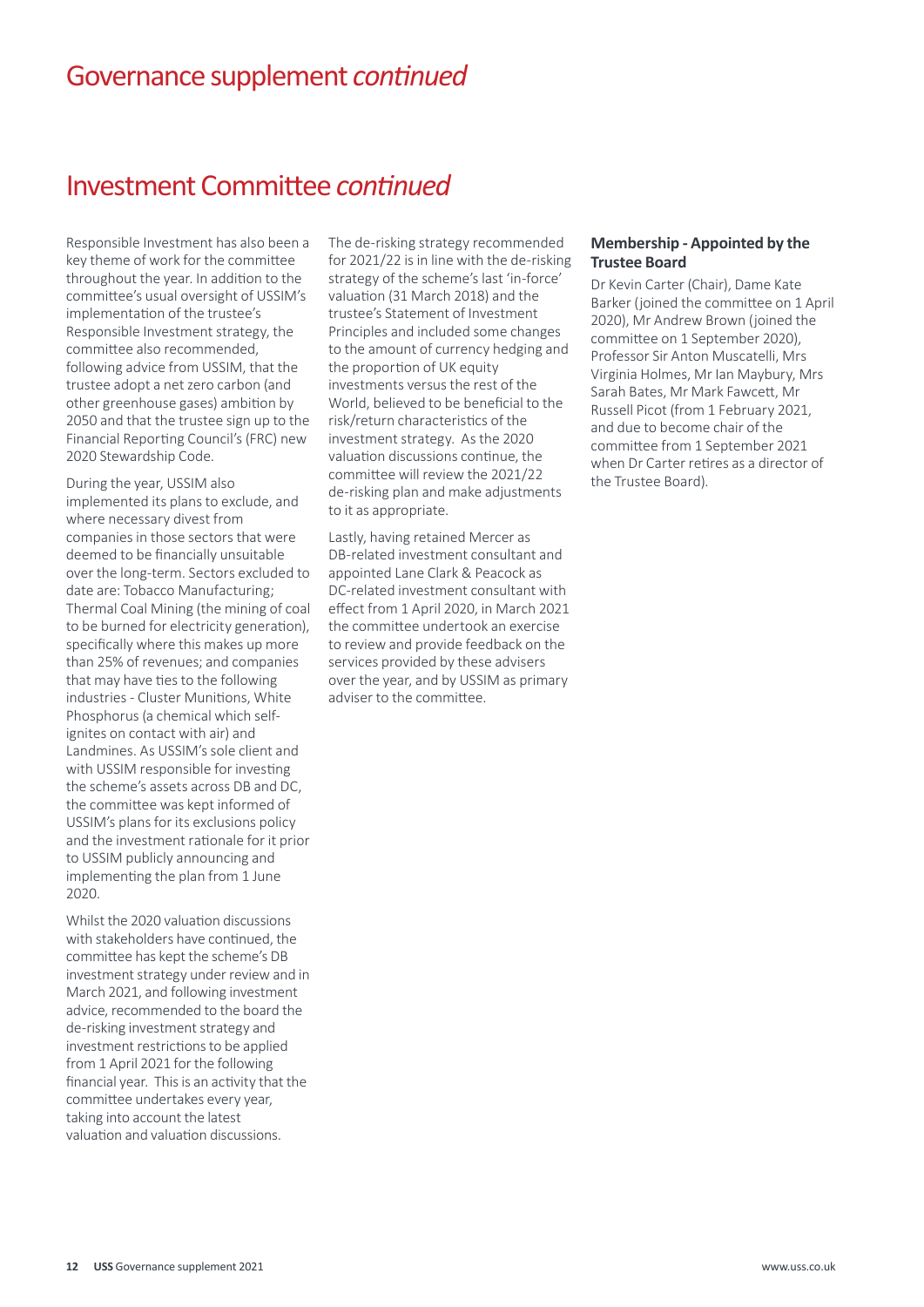# Governance supplement *continued*

## Investment Committee *continued*

Responsible Investment has also been a key theme of work for the committee throughout the year. In addition to the committee's usual oversight of USSIM's implementation of the trustee's Responsible Investment strategy, the committee also recommended, following advice from USSIM, that the trustee adopt a net zero carbon (and other greenhouse gases) ambition by 2050 and that the trustee sign up to the Financial Reporting Council's (FRC) new 2020 Stewardship Code.

During the year, USSIM also implemented its plans to exclude, and where necessary divest from companies in those sectors that were deemed to be financially unsuitable over the long-term. Sectors excluded to date are: Tobacco Manufacturing; Thermal Coal Mining (the mining of coal to be burned for electricity generation), specifically where this makes up more than 25% of revenues; and companies that may have ties to the following industries - Cluster Munitions, White Phosphorus (a chemical which self-ignites on contact with air) and Landmines. As USSIM's sole client and with USSIM responsible for investing the scheme's assets across DB and DC, the committee was kept informed of USSIM's plans for its exclusions policy and the investment rationale for it prior to USSIM publicly announcing and implementing the plan from 1 June 2020.

Whilst the 2020 valuation discussions with stakeholders have continued, the committee has kept the scheme's DB investment strategy under review and in March 2021, and following investment advice, recommended to the board the de-risking investment strategy and investment restrictions to be applied from 1 April 2021 for the following financial year. This is an activity that the committee undertakes every year, taking into account the latest valuation and valuation discussions.

The de-risking strategy recommended for 2021/22 is in line with the de-risking strategy of the scheme's last 'in-force' valuation (31 March 2018) and the trustee's Statement of Investment Principles and included some changes to the amount of currency hedging and the proportion of UK equity investments versus the rest of the World, believed to be beneficial to the risk/return characteristics of the investment strategy. As the 2020 valuation discussions continue, the committee will review the 2021/22 de-risking plan and make adjustments to it as appropriate.

Lastly, having retained Mercer as DB-related investment consultant and appointed Lane Clark & Peacock as DC-related investment consultant with effect from 1 April 2020, in March 2021 the committee undertook an exercise to review and provide feedback on the services provided by these advisers over the year, and by USSIM as primary adviser to the committee.

### Membership - Appointed by the Trustee Board

Dr Kevin Carter (Chair), Dame Kate Barker (joined the committee on 1 April 2020), Mr Andrew Brown (joined the committee on 1 September 2020), Professor Sir Anton Muscatelli, Mrs Virginia Holmes, Mr Ian Maybury, Mrs Sarah Bates, Mr Mark Fawcett, Mr Russell Picot (from 1 February 2021, and due to become chair of the committee from 1 September 2021 when Dr Carter retires as a director of the Trustee Board).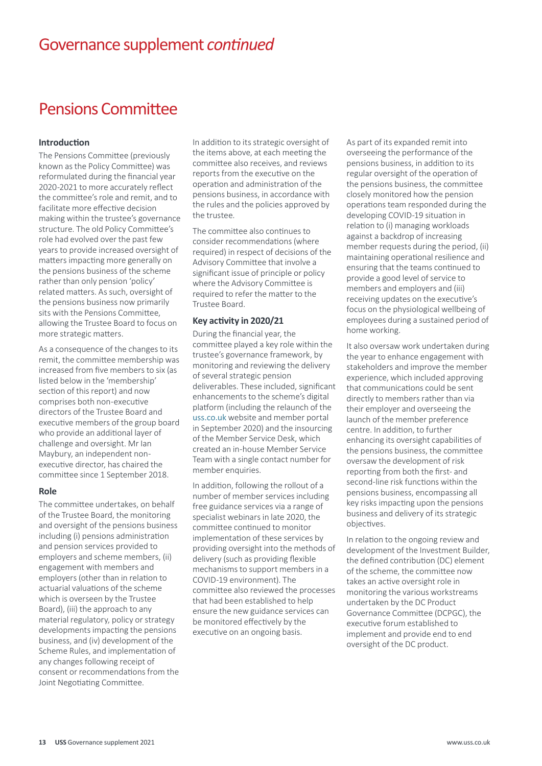# Governance supplement *continued*

## Pensions Committee

### Introduction

The Pensions Committee (previously known as the Policy Committee) was reformulated during the financial year 2020-2021 to more accurately reflect the committee's role and remit, and to facilitate more effective decision making within the trustee's governance structure. The old Policy Committee's role had evolved over the past few years to provide increased oversight of matters impacting more generally on the pensions business of the scheme rather than only pension 'policy' related matters. As such, oversight of the pensions business now primarily sits with the Pensions Committee, allowing the Trustee Board to focus on more strategic matters.

As a consequence of the changes to its remit, the committee membership was increased from five members to six (as listed below in the 'membership' section of this report) and now comprises both non-executive directors of the Trustee Board and executive members of the group board who provide an additional layer of challenge and oversight. Mr Ian Maybury, an independent non-executive director, has chaired the committee since 1 September 2018.

### Role

The committee undertakes, on behalf of the Trustee Board, the monitoring and oversight of the pensions business including (i) pensions administration and pension services provided to employers and scheme members, (ii) engagement with members and employers (other than in relation to actuarial valuations of the scheme which is overseen by the Trustee Board), (iii) the approach to any material regulatory, policy or strategy developments impacting the pensions business, and (iv) development of the Scheme Rules, and implementation of any changes following receipt of consent or recommendations from the Joint Negotiating Committee.

In addition to its strategic oversight of the items above, at each meeting the committee also receives, and reviews reports from the executive on the operation and administration of the pensions business, in accordance with the rules and the policies approved by the trustee.

The committee also continues to consider recommendations (where required) in respect of decisions of the Advisory Committee that involve a significant issue of principle or policy where the Advisory Committee is required to refer the matter to the Trustee Board.

### Key activity in 2020/21

During the financial year, the committee played a key role within the trustee's governance framework, by monitoring and reviewing the delivery of several strategic pension deliverables. These included, significant enhancements to the scheme's digital platform (including the relaunch of the uss.co.uk website and member portal in September 2020) and the insourcing of the Member Service Desk, which created an in-house Member Service Team with a single contact number for member enquiries.

In addition, following the rollout of a number of member services including free guidance services via a range of specialist webinars in late 2020, the committee continued to monitor implementation of these services by providing oversight into the methods of delivery (such as providing flexible mechanisms to support members in a COVID-19 environment). The committee also reviewed the processes that had been established to help ensure the new guidance services can be monitored effectively by the executive on an ongoing basis.

As part of its expanded remit into overseeing the performance of the pensions business, in addition to its regular oversight of the operation of the pensions business, the committee closely monitored how the pension operations team responded during the developing COVID-19 situation in relation to (i) managing workloads against a backdrop of increasing member requests during the period, (ii) maintaining operational resilience and ensuring that the teams continued to provide a good level of service to members and employers and (iii) receiving updates on the executive's focus on the physiological wellbeing of employees during a sustained period of home working.

It also oversaw work undertaken during the year to enhance engagement with stakeholders and improve the member experience, which included approving that communications could be sent directly to members rather than via their employer and overseeing the launch of the member preference centre. In addition, to further enhancing its oversight capabilities of the pensions business, the committee oversaw the development of risk reporting from both the first- and second-line risk functions within the pensions business, encompassing all key risks impacting upon the pensions business and delivery of its strategic objectives.

In relation to the ongoing review and development of the Investment Builder, the defined contribution (DC) element of the scheme, the committee now takes an active oversight role in monitoring the various workstreams undertaken by the DC Product Governance Committee (DCPGC), the executive forum established to implement and provide end to end oversight of the DC product.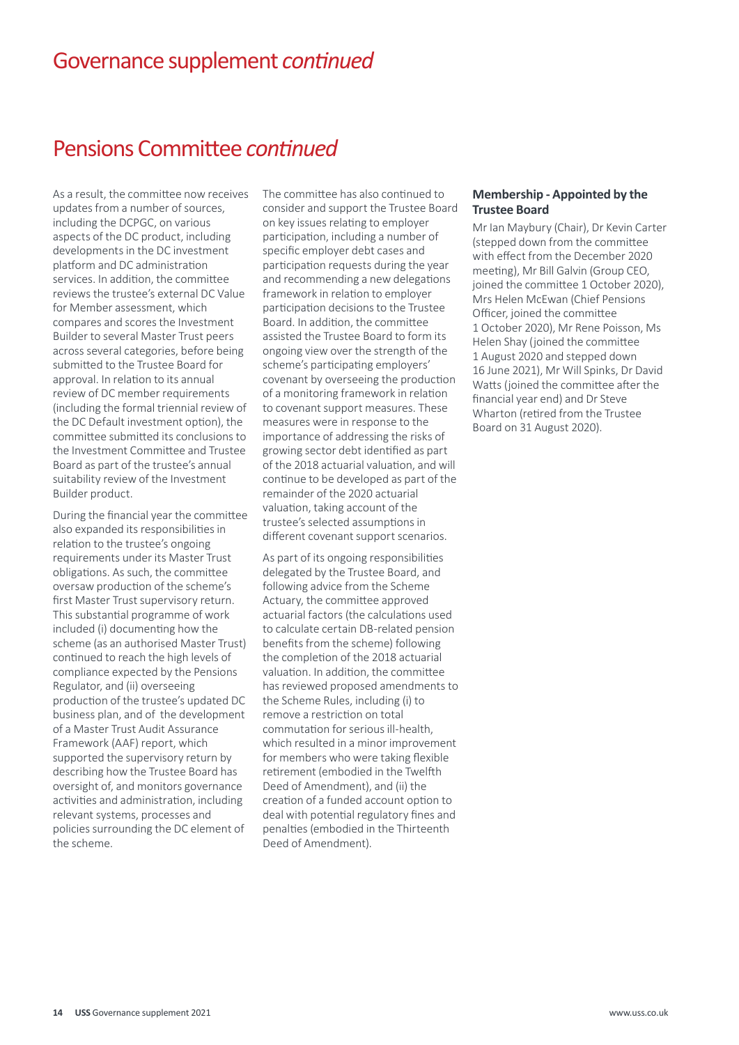# Governance supplement *continued*

## Pensions Committee *continued*

As a result, the committee now receives updates from a number of sources, including the DCPGC, on various aspects of the DC product, including developments in the DC investment platform and DC administration services. In addition, the committee reviews the trustee's external DC Value for Member assessment, which compares and scores the Investment Builder to several Master Trust peers across several categories, before being submitted to the Trustee Board for approval. In relation to its annual review of DC member requirements (including the formal triennial review of the DC Default investment option), the committee submitted its conclusions to the Investment Committee and Trustee Board as part of the trustee's annual suitability review of the Investment Builder product.

During the financial year the committee also expanded its responsibilities in relation to the trustee's ongoing requirements under its Master Trust obligations. As such, the committee oversaw production of the scheme's first Master Trust supervisory return. This substantial programme of work included (i) documenting how the scheme (as an authorised Master Trust) continued to reach the high levels of compliance expected by the Pensions Regulator, and (ii) overseeing production of the trustee's updated DC business plan, and of the development of a Master Trust Audit Assurance Framework (AAF) report, which supported the supervisory return by describing how the Trustee Board has oversight of, and monitors governance activities and administration, including relevant systems, processes and policies surrounding the DC element of the scheme.

The committee has also continued to consider and support the Trustee Board on key issues relating to employer participation, including a number of specific employer debt cases and participation requests during the year and recommending a new delegations framework in relation to employer participation decisions to the Trustee Board. In addition, the committee assisted the Trustee Board to form its ongoing view over the strength of the scheme's participating employers' covenant by overseeing the production of a monitoring framework in relation to covenant support measures. These measures were in response to the importance of addressing the risks of growing sector debt identified as part of the 2018 actuarial valuation, and will continue to be developed as part of the remainder of the 2020 actuarial valuation, taking account of the trustee's selected assumptions in different covenant support scenarios.

As part of its ongoing responsibilities delegated by the Trustee Board, and following advice from the Scheme Actuary, the committee approved actuarial factors (the calculations used to calculate certain DB-related pension benefits from the scheme) following the completion of the 2018 actuarial valuation. In addition, the committee has reviewed proposed amendments to the Scheme Rules, including (i) to remove a restriction on total commutation for serious ill-health, which resulted in a minor improvement for members who were taking flexible retirement (embodied in the Twelfth Deed of Amendment), and (ii) the creation of a funded account option to deal with potential regulatory fines and penalties (embodied in the Thirteenth Deed of Amendment).

### Membership - Appointed by the Trustee Board

Mr Ian Maybury (Chair), Dr Kevin Carter (stepped down from the committee with effect from the December 2020 meeting), Mr Bill Galvin (Group CEO, joined the committee 1 October 2020), Mrs Helen McEwan (Chief Pensions Officer, joined the committee 1 October 2020), Mr Rene Poisson, Ms Helen Shay (joined the committee 1 August 2020 and stepped down 16 June 2021), Mr Will Spinks, Dr David Watts (joined the committee after the financial year end) and Dr Steve Wharton (retired from the Trustee Board on 31 August 2020).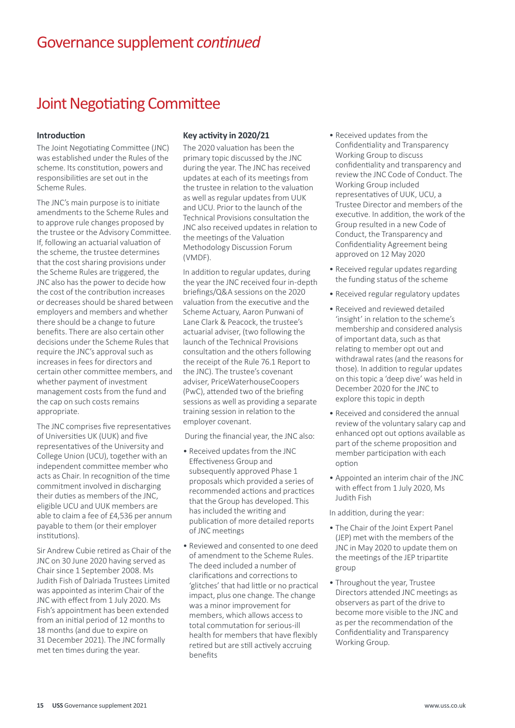# Governance supplement *continued*

## Joint Negotiating Committee

### Introduction

The Joint Negotiating Committee (JNC) was established under the Rules of the scheme. Its constitution, powers and responsibilities are set out in the Scheme Rules.

The JNC's main purpose is to initiate amendments to the Scheme Rules and to approve rule changes proposed by the trustee or the Advisory Committee. If, following an actuarial valuation of the scheme, the trustee determines that the cost sharing provisions under the Scheme Rules are triggered, the JNC also has the power to decide how the cost of the contribution increases or decreases should be shared between employers and members and whether there should be a change to future benefits. There are also certain other decisions under the Scheme Rules that require the JNC's approval such as increases in fees for directors and certain other committee members, and whether payment of investment management costs from the fund and the cap on such costs remains appropriate.

The JNC comprises five representatives of Universities UK (UUK) and five representatives of the University and College Union (UCU), together with an independent committee member who acts as Chair. In recognition of the time commitment involved in discharging their duties as members of the JNC, eligible UCU and UUK members are able to claim a fee of £4,536 per annum payable to them (or their employer institutions).

Sir Andrew Cubie retired as Chair of the JNC on 30 June 2020 having served as Chair since 1 September 2008. Ms Judith Fish of Dalriada Trustees Limited was appointed as interim Chair of the JNC with effect from 1 July 2020. Ms Fish's appointment has been extended from an initial period of 12 months to 18 months (and due to expire on 31 December 2021). The JNC formally met ten times during the year.

### Key activity in 2020/21

The 2020 valuation has been the primary topic discussed by the JNC during the year. The JNC has received updates at each of its meetings from the trustee in relation to the valuation as well as regular updates from UUK and UCU. Prior to the launch of the Technical Provisions consultation the JNC also received updates in relation to the meetings of the Valuation Methodology Discussion Forum (VMDF).

In addition to regular updates, during the year the JNC received four in-depth briefings/Q&A sessions on the 2020 valuation from the executive and the Scheme Actuary, Aaron Punwani of Lane Clark & Peacock, the trustee's actuarial adviser, (two following the launch of the Technical Provisions consultation and the others following the receipt of the Rule 76.1 Report to the JNC). The trustee's covenant adviser, PriceWaterhouseCoopers (PwC), attended two of the briefing sessions as well as providing a separate training session in relation to the employer covenant.

During the financial year, the JNC also:

- Received updates from the JNC Effectiveness Group and subsequently approved Phase 1 proposals which provided a series of recommended actions and practices that the Group has developed. This has included the writing and publication of more detailed reports of JNC meetings
- Reviewed and consented to one deed of amendment to the Scheme Rules. The deed included a number of clarifications and corrections to 'glitches' that had little or no practical impact, plus one change. The change was a minor improvement for members, which allows access to total commutation for serious-ill health for members that have flexibly retired but are still actively accruing benefits
- Received updates from the Confidentiality and Transparency Working Group to discuss confidentiality and transparency and review the JNC Code of Conduct. The Working Group included representatives of UUK, UCU, a Trustee Director and members of the executive. In addition, the work of the Group resulted in a new Code of Conduct, the Transparency and Confidentiality Agreement being approved on 12 May 2020
- Received regular updates regarding the funding status of the scheme
- Received regular regulatory updates
- Received and reviewed detailed 'insight' in relation to the scheme's membership and considered analysis of important data, such as that relating to member opt out and withdrawal rates (and the reasons for those). In addition to regular updates on this topic a 'deep dive' was held in December 2020 for the JNC to explore this topic in depth
- Received and considered the annual review of the voluntary salary cap and enhanced opt out options available as part of the scheme proposition and member participation with each option
- Appointed an interim chair of the JNC with effect from 1 July 2020, Ms Judith Fish

In addition, during the year:

- The Chair of the Joint Expert Panel (JEP) met with the members of the JNC in May 2020 to update them on the meetings of the JEP tripartite group
- Throughout the year, Trustee Directors attended JNC meetings as observers as part of the drive to become more visible to the JNC and as per the recommendation of the Confidentiality and Transparency Working Group.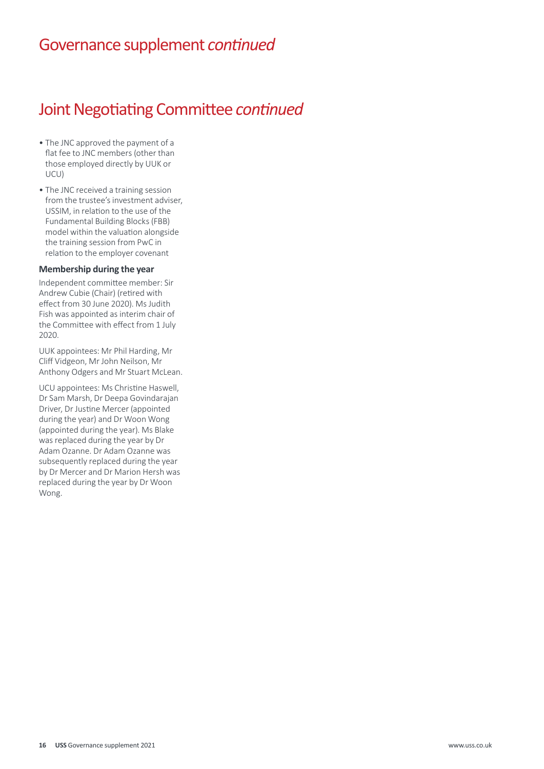# Governance supplement *continued*

## Joint Negotiating Committee *continued*

- The JNC approved the payment of a flat fee to JNC members (other than those employed directly by UUK or UCU)
- The JNC received a training session from the trustee's investment adviser, USSIM, in relation to the use of the Fundamental Building Blocks (FBB) model within the valuation alongside the training session from PwC in relation to the employer covenant

**Membership during the year**

Independent committee member: Sir Andrew Cubie (Chair) (retired with effect from 30 June 2020). Ms Judith Fish was appointed as interim chair of the Committee with effect from 1 July 2020.

UUK appointees: Mr Phil Harding, Mr Cliff Vidgeon, Mr John Neilson, Mr Anthony Odgers and Mr Stuart McLean.

UCU appointees: Ms Christine Haswell, Dr Sam Marsh, Dr Deepa Govindarajan Driver, Dr Justine Mercer (appointed during the year) and Dr Woon Wong (appointed during the year). Ms Blake was replaced during the year by Dr Adam Ozanne. Dr Adam Ozanne was subsequently replaced during the year by Dr Mercer and Dr Marion Hersh was replaced during the year by Dr Woon Wong.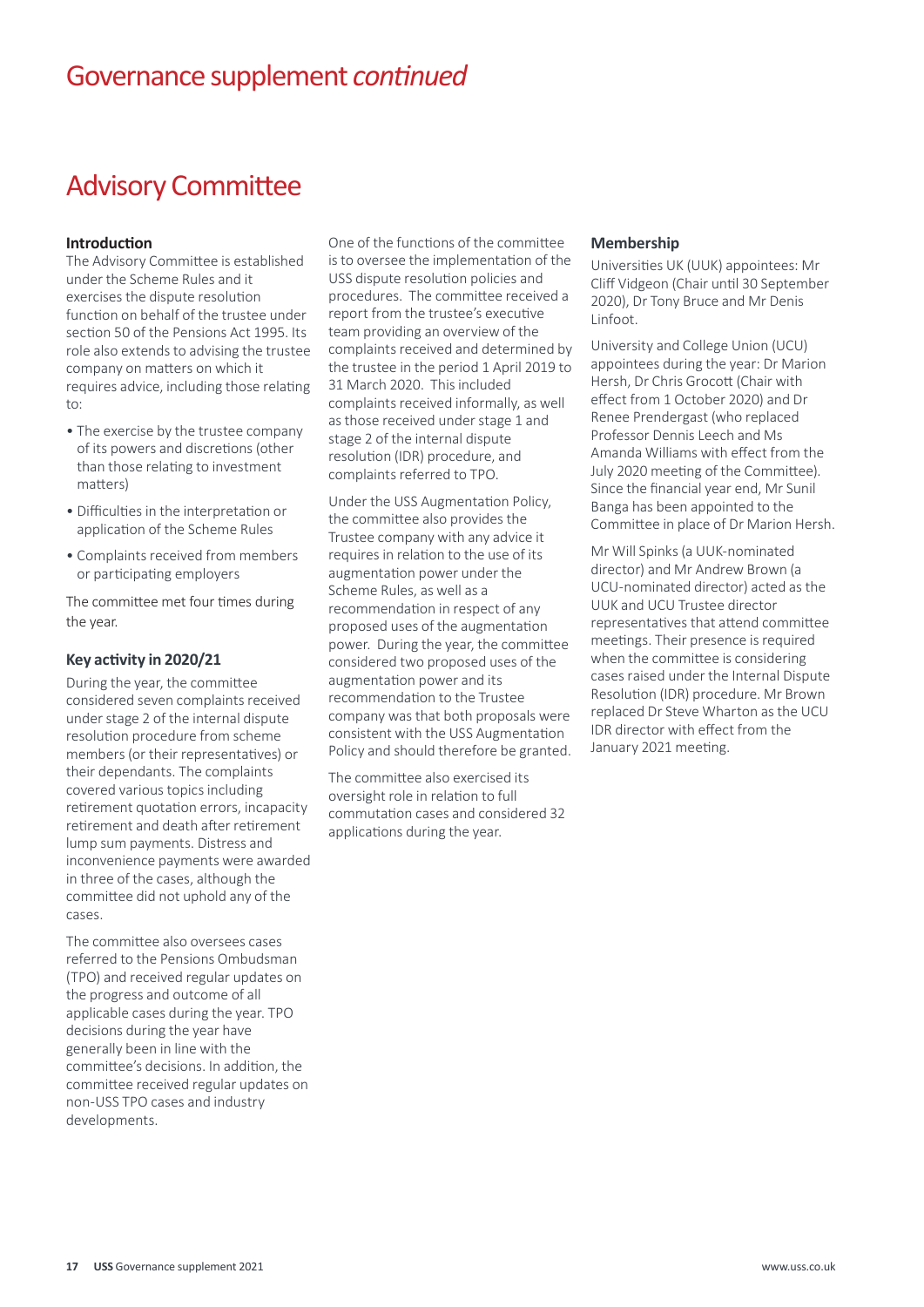# Governance supplement *continued*

## Advisory Committee

### Introduction

The Advisory Committee is established under the Scheme Rules and it exercises the dispute resolution function on behalf of the trustee under section 50 of the Pensions Act 1995. Its role also extends to advising the trustee company on matters on which it requires advice, including those relating to:

- The exercise by the trustee company of its powers and discretions (other than those relating to investment matters)
- Difficulties in the interpretation or application of the Scheme Rules
- Complaints received from members or participating employers

The committee met four times during the year.

### Key activity in 2020/21

During the year, the committee considered seven complaints received under stage 2 of the internal dispute resolution procedure from scheme members (or their representatives) or their dependants. The complaints covered various topics including retirement quotation errors, incapacity retirement and death after retirement lump sum payments. Distress and inconvenience payments were awarded in three of the cases, although the committee did not uphold any of the cases.

The committee also oversees cases referred to the Pensions Ombudsman (TPO) and received regular updates on the progress and outcome of all applicable cases during the year. TPO decisions during the year have generally been in line with the committee's decisions. In addition, the committee received regular updates on non-USS TPO cases and industry developments.

One of the functions of the committee is to oversee the implementation of the USS dispute resolution policies and procedures. The committee received a report from the trustee's executive team providing an overview of the complaints received and determined by the trustee in the period 1 April 2019 to 31 March 2020. This included complaints received informally, as well as those received under stage 1 and stage 2 of the internal dispute resolution (IDR) procedure, and complaints referred to TPO.

Under the USS Augmentation Policy, the committee also provides the Trustee company with any advice it requires in relation to the use of its augmentation power under the Scheme Rules, as well as a recommendation in respect of any proposed uses of the augmentation power. During the year, the committee considered two proposed uses of the augmentation power and its recommendation to the Trustee company was that both proposals were consistent with the USS Augmentation Policy and should therefore be granted.

The committee also exercised its oversight role in relation to full commutation cases and considered 32 applications during the year.

### Membership

Universities UK (UUK) appointees: Mr Cliff Vidgeon (Chair until 30 September 2020), Dr Tony Bruce and Mr Denis Linfoot.

University and College Union (UCU) appointees during the year: Dr Marion Hersh, Dr Chris Grocott (Chair with effect from 1 October 2020) and Dr Renee Prendergast (who replaced Professor Dennis Leech and Ms Amanda Williams with effect from the July 2020 meeting of the Committee). Since the financial year end, Mr Sunil Banga has been appointed to the Committee in place of Dr Marion Hersh.

Mr Will Spinks (a UUK-nominated director) and Mr Andrew Brown (a UCU-nominated director) acted as the UUK and UCU Trustee director representatives that attend committee meetings. Their presence is required when the committee is considering cases raised under the Internal Dispute Resolution (IDR) procedure. Mr Brown replaced Dr Steve Wharton as the UCU IDR director with effect from the January 2021 meeting.